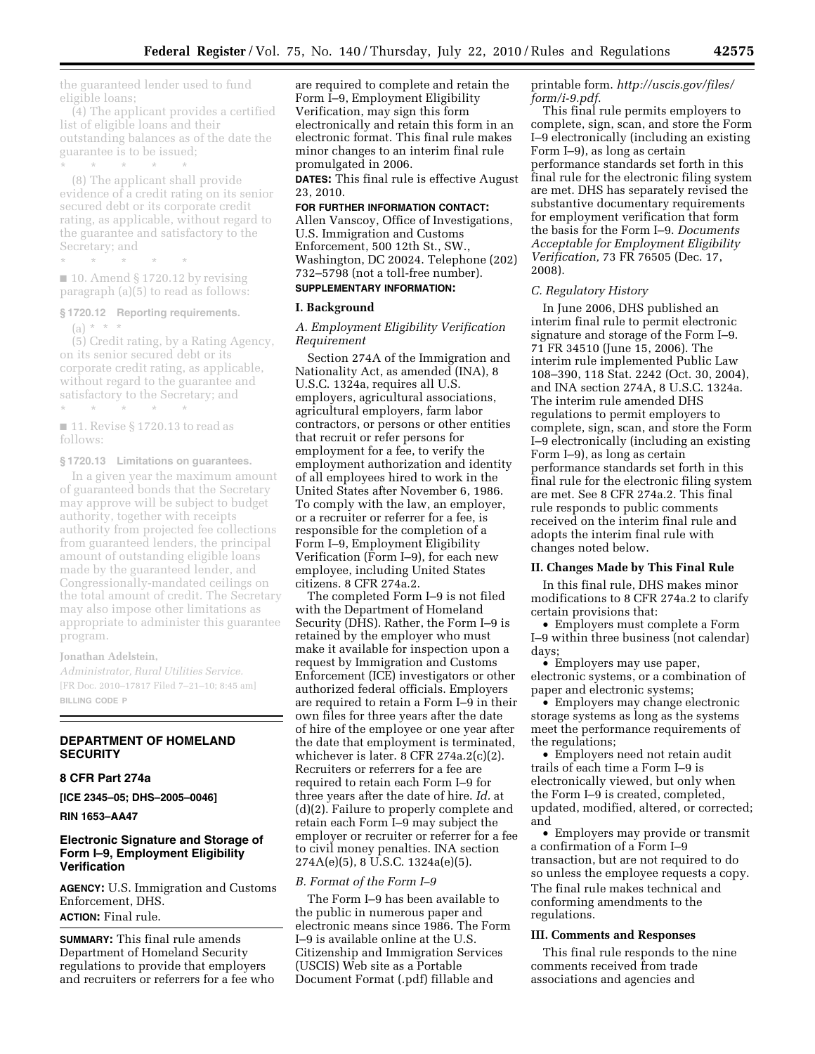the guaranteed lender used to fund eligible loans;

(4) The applicant provides a certified list of eligible loans and their outstanding balances as of the date the guarantee is to be issued;

\* \* \* \* \*

(8) The applicant shall provide evidence of a credit rating on its senior secured debt or its corporate credit rating, as applicable, without regard to the guarantee and satisfactory to the Secretary; and

\* \* \* \* \*

■ 10. Amend § 1720.12 by revising paragraph (a)(5) to read as follows:

**§ 1720.12 Reporting requirements.**

(a) \* \* \*

(5) Credit rating, by a Rating Agency, on its senior secured debt or its corporate credit rating, as applicable, without regard to the guarantee and satisfactory to the Secretary; and

\* \* \* \* \*

■ 11. Revise § 1720.13 to read as follows:

**§ 1720.13 Limitations on guarantees.**

In a given year the maximum amount of guaranteed bonds that the Secretary may approve will be subject to budget authority, together with receipts authority from projected fee collections from guaranteed lenders, the principal amount of outstanding eligible loans made by the guaranteed lender, and Congressionally-mandated ceilings on the total amount of credit. The Secretary may also impose other limitations as appropriate to administer this guarantee program.

**Jonathan Adelstein,**

*Administrator, Rural Utilities Service.*

[FR Doc. 2010–17817 Filed 7–21–10; 8:45 am]

**BILLING CODE P**

---

## DEPARTMENT OF HOMELAND SECURITY

### 8 CFR Part 274a

**[ICE 2345–05; DHS–2005–0046]**

**RIN 1653–AA47**

### Electronic Signature and Storage of Form I–9, Employment Eligibility Verification

**AGENCY:** U.S. Immigration and Customs Enforcement, DHS.

**ACTION:** Final rule.

**SUMMARY:** This final rule amends Department of Homeland Security regulations to provide that employers and recruiters or referrers for a fee who are required to complete and retain the Form I–9, Employment Eligibility Verification, may sign this form electronically and retain this form in an electronic format. This final rule makes minor changes to an interim final rule promulgated in 2006.

**DATES:** This final rule is effective August 23, 2010.

**FOR FURTHER INFORMATION CONTACT:** Allen Vanscoy, Office of Investigations, U.S. Immigration and Customs Enforcement, 500 12th St., SW., Washington, DC 20024. Telephone (202) 732–5798 (not a toll-free number).

**SUPPLEMENTARY INFORMATION:**

#### I. Background

*A. Employment Eligibility Verification Requirement*

Section 274A of the Immigration and Nationality Act, as amended (INA), 8 U.S.C. 1324a, requires all U.S. employers, agricultural associations, agricultural employers, farm labor contractors, or persons or other entities that recruit or refer persons for employment for a fee, to verify the employment authorization and identity of all employees hired to work in the United States after November 6, 1986. To comply with the law, an employer, or a recruiter or referrer for a fee, is responsible for the completion of a Form I–9, Employment Eligibility Verification (Form I–9), for each new employee, including United States citizens. 8 CFR 274a.2.

The completed Form I–9 is not filed with the Department of Homeland Security (DHS). Rather, the Form I–9 is retained by the employer who must make it available for inspection upon a request by Immigration and Customs Enforcement (ICE) investigators or other authorized federal officials. Employers are required to retain a Form I–9 in their own files for three years after the date of hire of the employee or one year after the date that employment is terminated, whichever is later. 8 CFR 274a.2(c)(2). Recruiters or referrers for a fee are required to retain each Form I–9 for three years after the date of hire. *Id.* at (d)(2). Failure to properly complete and retain each Form I–9 may subject the employer or recruiter or referrer for a fee to civil money penalties. INA section 274A(e)(5), 8 U.S.C. 1324a(e)(5).

*B. Format of the Form I–9*

The Form I–9 has been available to the public in numerous paper and electronic means since 1986. The Form I–9 is available online at the U.S. Citizenship and Immigration Services (USCIS) Web site as a Portable Document Format (.pdf) fillable and printable form. *http://uscis.gov/files/form/i-9.pdf.*

This final rule permits employers to complete, sign, scan, and store the Form I–9 electronically (including an existing Form I–9), as long as certain performance standards set forth in this final rule for the electronic filing system are met. DHS has separately revised the substantive documentary requirements for employment verification that form the basis for the Form I–9. *Documents Acceptable for Employment Eligibility Verification,* 73 FR 76505 (Dec. 17, 2008).

*C. Regulatory History*

In June 2006, DHS published an interim final rule to permit electronic signature and storage of the Form I–9. 71 FR 34510 (June 15, 2006). The interim rule implemented Public Law 108–390, 118 Stat. 2242 (Oct. 30, 2004), and INA section 274A, 8 U.S.C. 1324a. The interim rule amended DHS regulations to permit employers to complete, sign, scan, and store the Form I–9 electronically (including an existing Form I–9), as long as certain performance standards set forth in this final rule for the electronic filing system are met. See 8 CFR 274a.2. This final rule responds to public comments received on the interim final rule and adopts the interim final rule with changes noted below.

#### II. Changes Made by This Final Rule

In this final rule, DHS makes minor modifications to 8 CFR 274a.2 to clarify certain provisions that:

- Employers must complete a Form I–9 within three business (not calendar) days;
- Employers may use paper, electronic systems, or a combination of paper and electronic systems;
- Employers may change electronic storage systems as long as the systems meet the performance requirements of the regulations;
- Employers need not retain audit trails of each time a Form I–9 is electronically viewed, but only when the Form I–9 is created, completed, updated, modified, altered, or corrected; and
- Employers may provide or transmit a confirmation of a Form I–9 transaction, but are not required to do so unless the employee requests a copy.

The final rule makes technical and conforming amendments to the regulations.

#### III. Comments and Responses

This final rule responds to the nine comments received from trade associations and agencies and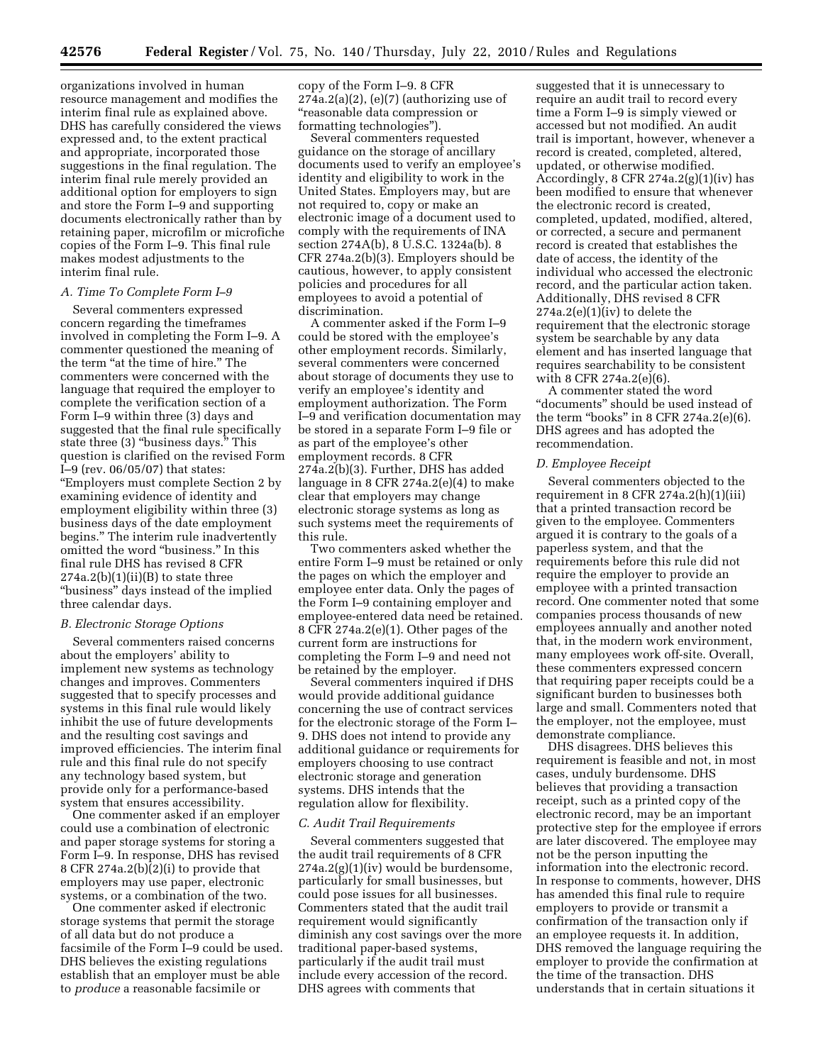organizations involved in human resource management and modifies the interim final rule as explained above. DHS has carefully considered the views expressed and, to the extent practical and appropriate, incorporated those suggestions in the final regulation. The interim final rule merely provided an additional option for employers to sign and store the Form I–9 and supporting documents electronically rather than by retaining paper, microfilm or microfiche copies of the Form I–9. This final rule makes modest adjustments to the interim final rule.

### *A. Time To Complete Form I–9*

Several commenters expressed concern regarding the timeframes involved in completing the Form I–9. A commenter questioned the meaning of the term "at the time of hire." The commenters were concerned with the language that required the employer to complete the verification section of a Form I–9 within three (3) days and suggested that the final rule specifically state three (3) "business days." This question is clarified on the revised Form I–9 (rev. 06/05/07) that states: "Employers must complete Section 2 by examining evidence of identity and employment eligibility within three (3) business days of the date employment begins." The interim rule inadvertently omitted the word "business." In this final rule DHS has revised 8 CFR 274a.2(b)(1)(ii)(B) to state three "business" days instead of the implied three calendar days.

### *B. Electronic Storage Options*

Several commenters raised concerns about the employers' ability to implement new systems as technology changes and improves. Commenters suggested that to specify processes and systems in this final rule would likely inhibit the use of future developments and the resulting cost savings and improved efficiencies. The interim final rule and this final rule do not specify any technology based system, but provide only for a performance-based system that ensures accessibility.

One commenter asked if an employer could use a combination of electronic and paper storage systems for storing a Form I–9. In response, DHS has revised 8 CFR 274a.2(b)(2)(i) to provide that employers may use paper, electronic systems, or a combination of the two.

One commenter asked if electronic storage systems that permit the storage of all data but do not produce a facsimile of the Form I–9 could be used. DHS believes the existing regulations establish that an employer must be able to *produce* a reasonable facsimile or copy of the Form I–9. 8 CFR 274a.2(a)(2), (e)(7) (authorizing use of "reasonable data compression or formatting technologies").

Several commenters requested guidance on the storage of ancillary documents used to verify an employee's identity and eligibility to work in the United States. Employers may, but are not required to, copy or make an electronic image of a document used to comply with the requirements of INA section 274A(b), 8 U.S.C. 1324a(b). 8 CFR 274a.2(b)(3). Employers should be cautious, however, to apply consistent policies and procedures for all employees to avoid a potential of discrimination.

A commenter asked if the Form I–9 could be stored with the employee's other employment records. Similarly, several commenters were concerned about storage of documents they use to verify an employee's identity and employment authorization. The Form I–9 and verification documentation may be stored in a separate Form I–9 file or as part of the employee's other employment records. 8 CFR 274a.2(b)(3). Further, DHS has added language in 8 CFR 274a.2(e)(4) to make clear that employers may change electronic storage systems as long as such systems meet the requirements of this rule.

Two commenters asked whether the entire Form I–9 must be retained or only the pages on which the employer and employee enter data. Only the pages of the Form I–9 containing employer and employee-entered data need be retained. 8 CFR 274a.2(e)(1). Other pages of the current form are instructions for completing the Form I–9 and need not be retained by the employer.

Several commenters inquired if DHS would provide additional guidance concerning the use of contract services for the electronic storage of the Form I–9. DHS does not intend to provide any additional guidance or requirements for employers choosing to use contract electronic storage and generation systems. DHS intends that the regulation allow for flexibility.

### *C. Audit Trail Requirements*

Several commenters suggested that the audit trail requirements of 8 CFR 274a.2(g)(1)(iv) would be burdensome, particularly for small businesses, but could pose issues for all businesses. Commenters stated that the audit trail requirement would significantly diminish any cost savings over the more traditional paper-based systems, particularly if the audit trail must include every accession of the record. DHS agrees with comments that suggested that it is unnecessary to require an audit trail to record every time a Form I–9 is simply viewed or accessed but not modified. An audit trail is important, however, whenever a record is created, completed, altered, updated, or otherwise modified. Accordingly, 8 CFR 274a.2(g)(1)(iv) has been modified to ensure that whenever the electronic record is created, completed, updated, modified, altered, or corrected, a secure and permanent record is created that establishes the date of access, the identity of the individual who accessed the electronic record, and the particular action taken. Additionally, DHS revised 8 CFR 274a.2(e)(1)(iv) to delete the requirement that the electronic storage system be searchable by any data element and has inserted language that requires searchability to be consistent with 8 CFR 274a.2(e)(6).

A commenter stated the word "documents" should be used instead of the term "books" in 8 CFR 274a.2(e)(6). DHS agrees and has adopted the recommendation.

### *D. Employee Receipt*

Several commenters objected to the requirement in 8 CFR 274a.2(h)(1)(iii) that a printed transaction record be given to the employee. Commenters argued it is contrary to the goals of a paperless system, and that the requirements before this rule did not require the employer to provide an employee with a printed transaction record. One commenter noted that some companies process thousands of new employees annually and another noted that, in the modern work environment, many employees work off-site. Overall, these commenters expressed concern that requiring paper receipts could be a significant burden to businesses both large and small. Commenters noted that the employer, not the employee, must demonstrate compliance.

DHS disagrees. DHS believes this requirement is feasible and not, in most cases, unduly burdensome. DHS believes that providing a transaction receipt, such as a printed copy of the electronic record, may be an important protective step for the employee if errors are later discovered. The employee may not be the person inputting the information into the electronic record. In response to comments, however, DHS has amended this final rule to require employers to provide or transmit a confirmation of the transaction only if an employee requests it. In addition, DHS removed the language requiring the employer to provide the confirmation at the time of the transaction. DHS understands that in certain situations it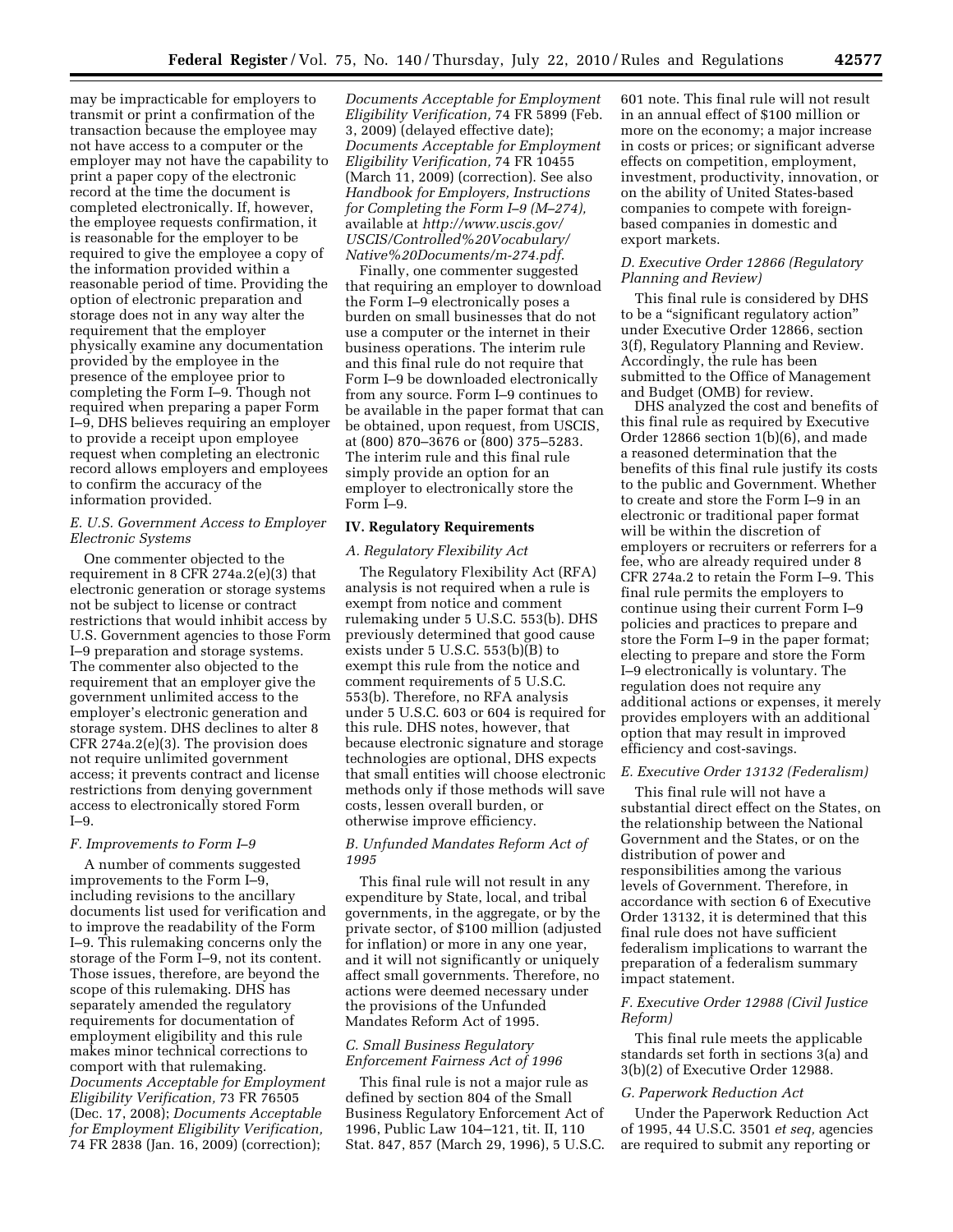may be impracticable for employers to transmit or print a confirmation of the transaction because the employee may not have access to a computer or the employer may not have the capability to print a paper copy of the electronic record at the time the document is completed electronically. If, however, the employee requests confirmation, it is reasonable for the employer to be required to give the employee a copy of the information provided within a reasonable period of time. Providing the option of electronic preparation and storage does not in any way alter the requirement that the employer physically examine any documentation provided by the employee in the presence of the employee prior to completing the Form I–9. Though not required when preparing a paper Form I–9, DHS believes requiring an employer to provide a receipt upon employee request when completing an electronic record allows employers and employees to confirm the accuracy of the information provided.

### *E. U.S. Government Access to Employer Electronic Systems*

One commenter objected to the requirement in 8 CFR 274a.2(e)(3) that electronic generation or storage systems not be subject to license or contract restrictions that would inhibit access by U.S. Government agencies to those Form I–9 preparation and storage systems. The commenter also objected to the requirement that an employer give the government unlimited access to the employer's electronic generation and storage system. DHS declines to alter 8 CFR 274a.2(e)(3). The provision does not require unlimited government access; it prevents contract and license restrictions from denying government access to electronically stored Form I–9.

### *F. Improvements to Form I–9*

A number of comments suggested improvements to the Form I–9, including revisions to the ancillary documents list used for verification and to improve the readability of the Form I–9. This rulemaking concerns only the storage of the Form I–9, not its content. Those issues, therefore, are beyond the scope of this rulemaking. DHS has separately amended the regulatory requirements for documentation of employment eligibility and this rule makes minor technical corrections to comport with that rulemaking. *Documents Acceptable for Employment Eligibility Verification,* 73 FR 76505 (Dec. 17, 2008); *Documents Acceptable for Employment Eligibility Verification,* 74 FR 2838 (Jan. 16, 2009) (correction); *Documents Acceptable for Employment Eligibility Verification,* 74 FR 5899 (Feb. 3, 2009) (delayed effective date); *Documents Acceptable for Employment Eligibility Verification,* 74 FR 10455 (March 11, 2009) (correction). See also *Handbook for Employers, Instructions for Completing the Form I–9 (M–274),* available at *http://www.uscis.gov/USCIS/Controlled%20Vocabulary/Native%20Documents/m-274.pdf*.

Finally, one commenter suggested that requiring an employer to download the Form I–9 electronically poses a burden on small businesses that do not use a computer or the internet in their business operations. The interim rule and this final rule do not require that Form I–9 be downloaded electronically from any source. Form I–9 continues to be available in the paper format that can be obtained, upon request, from USCIS, at (800) 870–3676 or (800) 375–5283. The interim rule and this final rule simply provide an option for an employer to electronically store the Form I–9.

## IV. Regulatory Requirements

### *A. Regulatory Flexibility Act*

The Regulatory Flexibility Act (RFA) analysis is not required when a rule is exempt from notice and comment rulemaking under 5 U.S.C. 553(b). DHS previously determined that good cause exists under 5 U.S.C. 553(b)(B) to exempt this rule from the notice and comment requirements of 5 U.S.C. 553(b). Therefore, no RFA analysis under 5 U.S.C. 603 or 604 is required for this rule. DHS notes, however, that because electronic signature and storage technologies are optional, DHS expects that small entities will choose electronic methods only if those methods will save costs, lessen overall burden, or otherwise improve efficiency.

### *B. Unfunded Mandates Reform Act of 1995*

This final rule will not result in any expenditure by State, local, and tribal governments, in the aggregate, or by the private sector, of $100 million (adjusted for inflation) or more in any one year, and it will not significantly or uniquely affect small governments. Therefore, no actions were deemed necessary under the provisions of the Unfunded Mandates Reform Act of 1995.

### *C. Small Business Regulatory Enforcement Fairness Act of 1996*

This final rule is not a major rule as defined by section 804 of the Small Business Regulatory Enforcement Act of 1996, Public Law 104–121, tit. II, 110 Stat. 847, 857 (March 29, 1996), 5 U.S.C. 601 note. This final rule will not result in an annual effect of $100 million or more on the economy; a major increase in costs or prices; or significant adverse effects on competition, employment, investment, productivity, innovation, or on the ability of United States-based companies to compete with foreign-based companies in domestic and export markets.

### *D. Executive Order 12866 (Regulatory Planning and Review)*

This final rule is considered by DHS to be a "significant regulatory action" under Executive Order 12866, section 3(f), Regulatory Planning and Review. Accordingly, the rule has been submitted to the Office of Management and Budget (OMB) for review.

DHS analyzed the cost and benefits of this final rule as required by Executive Order 12866 section 1(b)(6), and made a reasoned determination that the benefits of this final rule justify its costs to the public and Government. Whether to create and store the Form I–9 in an electronic or traditional paper format will be within the discretion of employers or recruiters or referrers for a fee, who are already required under 8 CFR 274a.2 to retain the Form I–9. This final rule permits the employers to continue using their current Form I–9 policies and practices to prepare and store the Form I–9 in the paper format; electing to prepare and store the Form I–9 electronically is voluntary. The regulation does not require any additional actions or expenses, it merely provides employers with an additional option that may result in improved efficiency and cost-savings.

### *E. Executive Order 13132 (Federalism)*

This final rule will not have a substantial direct effect on the States, on the relationship between the National Government and the States, or on the distribution of power and responsibilities among the various levels of Government. Therefore, in accordance with section 6 of Executive Order 13132, it is determined that this final rule does not have sufficient federalism implications to warrant the preparation of a federalism summary impact statement.

### *F. Executive Order 12988 (Civil Justice Reform)*

This final rule meets the applicable standards set forth in sections 3(a) and 3(b)(2) of Executive Order 12988.

### *G. Paperwork Reduction Act*

Under the Paperwork Reduction Act of 1995, 44 U.S.C. 3501 *et seq,* agencies are required to submit any reporting or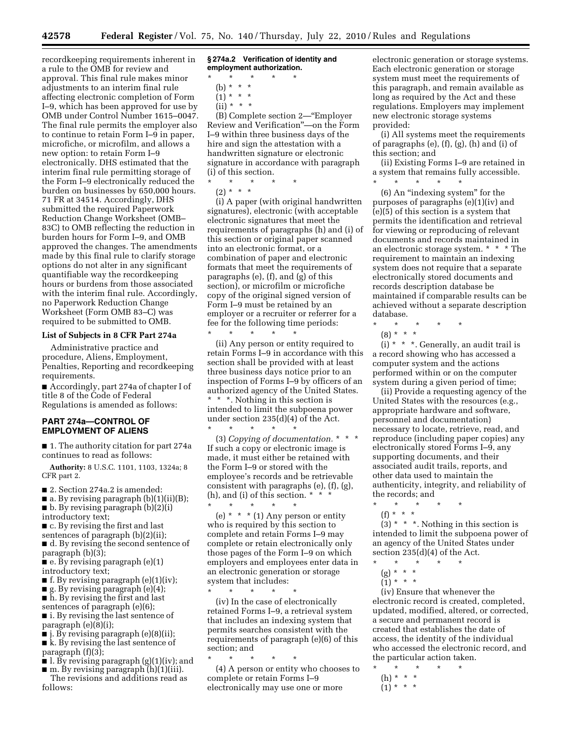recordkeeping requirements inherent in a rule to the OMB for review and approval. This final rule makes minor adjustments to an interim final rule affecting electronic completion of Form I–9, which has been approved for use by OMB under Control Number 1615–0047. The final rule permits the employer also to continue to retain Form I–9 in paper, microfiche, or microfilm, and allows a new option: to retain Form I–9 electronically. DHS estimated that the interim final rule permitting storage of the Form I–9 electronically reduced the burden on businesses by 650,000 hours. 71 FR at 34514. Accordingly, DHS submitted the required Paperwork Reduction Change Worksheet (OMB–83C) to OMB reflecting the reduction in burden hours for Form I–9, and OMB approved the changes. The amendments made by this final rule to clarify storage options do not alter in any significant quantifiable way the recordkeeping hours or burdens from those associated with the interim final rule. Accordingly, no Paperwork Reduction Change Worksheet (Form OMB 83–C) was required to be submitted to OMB.

### List of Subjects in 8 CFR Part 274a

Administrative practice and procedure, Aliens, Employment, Penalties, Reporting and recordkeeping requirements.

■ Accordingly, part 274a of chapter I of title 8 of the Code of Federal Regulations is amended as follows:

## PART 274a—CONTROL OF EMPLOYMENT OF ALIENS

■ 1. The authority citation for part 274a continues to read as follows:

**Authority:** 8 U.S.C. 1101, 1103, 1324a; 8 CFR part 2.

■ 2. Section 274a.2 is amended:
■ a. By revising paragraph (b)(1)(ii)(B);
■ b. By revising paragraph (b)(2)(i) introductory text;
■ c. By revising the first and last sentences of paragraph (b)(2)(ii);
■ d. By revising the second sentence of paragraph (b)(3);
■ e. By revising paragraph (e)(1) introductory text;
■ f. By revising paragraph (e)(1)(iv);
■ g. By revising paragraph (e)(4);
■ h. By revising the first and last sentences of paragraph (e)(6);
■ i. By revising the last sentence of paragraph (e)(8)(i);
■ j. By revising paragraph (e)(8)(ii);
■ k. By revising the last sentence of paragraph (f)(3);
■ l. By revising paragraph (g)(1)(iv); and
■ m. By revising paragraph (h)(1)(iii).

The revisions and additions read as follows:

### § 274a.2 Verification of identity and employment authorization.

\* \* \* \* \*

(b) \* \* \*

(1) \* \* \*

(ii) \* \* \*

(B) Complete section 2—"Employer Review and Verification"—on the Form I–9 within three business days of the hire and sign the attestation with a handwritten signature or electronic signature in accordance with paragraph (i) of this section.

\* \* \* \* \*

(2) \* \* \*

(i) A paper (with original handwritten signatures), electronic (with acceptable electronic signatures that meet the requirements of paragraphs (h) and (i) of this section or original paper scanned into an electronic format, or a combination of paper and electronic formats that meet the requirements of paragraphs (e), (f), and (g) of this section), or microfilm or microfiche copy of the original signed version of Form I–9 must be retained by an employer or a recruiter or referrer for a fee for the following time periods:

\* \* \* \* \*

(ii) Any person or entity required to retain Forms I–9 in accordance with this section shall be provided with at least three business days notice prior to an inspection of Forms I–9 by officers of an authorized agency of the United States. \* \* \*. Nothing in this section is intended to limit the subpoena power under section 235(d)(4) of the Act.

\* \* \* \* \*

(3) *Copying of documentation.* \* \* \* If such a copy or electronic image is made, it must either be retained with the Form I–9 or stored with the employee's records and be retrievable consistent with paragraphs (e), (f), (g), (h), and (i) of this section. \* \* \*

\* \* \* \* \*

(e) \* \* \* (1) Any person or entity who is required by this section to complete and retain Forms I–9 may complete or retain electronically only those pages of the Form I–9 on which employers and employees enter data in an electronic generation or storage system that includes:

\* \* \* \* \*

(iv) In the case of electronically retained Forms I–9, a retrieval system that includes an indexing system that permits searches consistent with the requirements of paragraph (e)(6) of this section; and

\* \* \* \* \*

(4) A person or entity who chooses to complete or retain Forms I–9 electronically may use one or more electronic generation or storage systems. Each electronic generation or storage system must meet the requirements of this paragraph, and remain available as long as required by the Act and these regulations. Employers may implement new electronic storage systems provided:

(i) All systems meet the requirements of paragraphs (e), (f), (g), (h) and (i) of this section; and

(ii) Existing Forms I–9 are retained in a system that remains fully accessible.

\* \* \* \* \*

(6) An "indexing system" for the purposes of paragraphs (e)(1)(iv) and (e)(5) of this section is a system that permits the identification and retrieval for viewing or reproducing of relevant documents and records maintained in an electronic storage system. \* \* \* The requirement to maintain an indexing system does not require that a separate electronically stored documents and records description database be maintained if comparable results can be achieved without a separate description database.

\* \* \* \* \*

(8) \* \* \*

(i) \* \* \*. Generally, an audit trail is a record showing who has accessed a computer system and the actions performed within or on the computer system during a given period of time;

(ii) Provide a requesting agency of the United States with the resources (e.g., appropriate hardware and software, personnel and documentation) necessary to locate, retrieve, read, and reproduce (including paper copies) any electronically stored Forms I–9, any supporting documents, and their associated audit trails, reports, and other data used to maintain the authenticity, integrity, and reliability of the records; and

\* \* \* \* \*

(f) \* \* \*

(3) \* \* \*. Nothing in this section is intended to limit the subpoena power of an agency of the United States under section 235(d)(4) of the Act.

\* \* \* \* \*

(g) \* \* \*

(1) \* \* \*

(iv) Ensure that whenever the electronic record is created, completed, updated, modified, altered, or corrected, a secure and permanent record is created that establishes the date of access, the identity of the individual who accessed the electronic record, and the particular action taken.

\* \* \* \* \*

(h) \* \* \*

(1) \* \* \*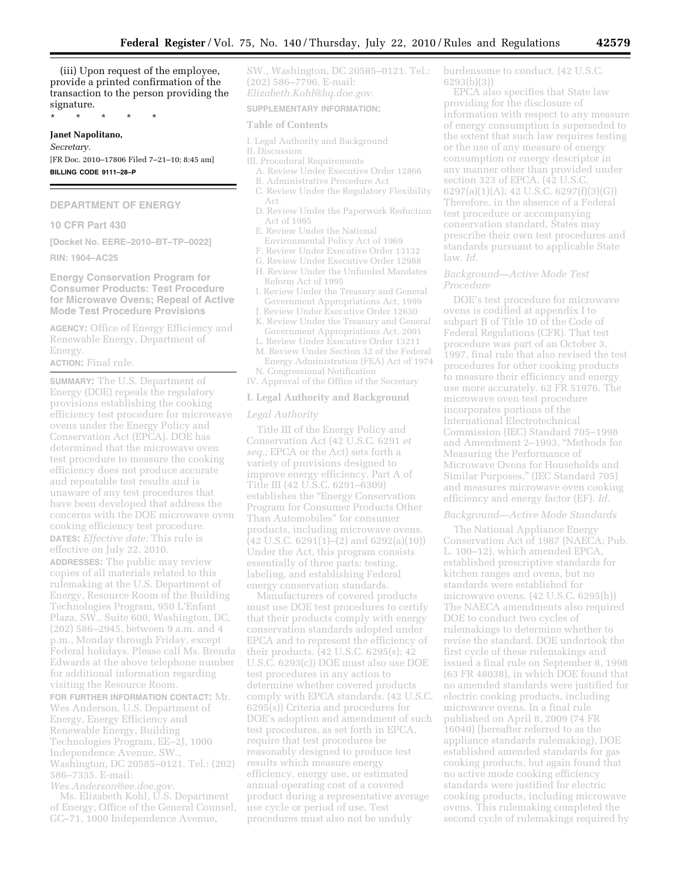(iii) Upon request of the employee, provide a printed confirmation of the transaction to the person providing the signature.

\* \* \* \* \*

**Janet Napolitano,**

*Secretary.*

[FR Doc. 2010–17806 Filed 7–21–10; 8:45 am]

**BILLING CODE 9111–28–P**

## DEPARTMENT OF ENERGY

### 10 CFR Part 430

**[Docket No. EERE–2010–BT–TP–0022]**

**RIN: 1904–AC25**

### Energy Conservation Program for Consumer Products: Test Procedure for Microwave Ovens; Repeal of Active Mode Test Procedure Provisions

**AGENCY:** Office of Energy Efficiency and Renewable Energy, Department of Energy.

**ACTION:** Final rule.

**SUMMARY:** The U.S. Department of Energy (DOE) repeals the regulatory provisions establishing the cooking efficiency test procedure for microwave ovens under the Energy Policy and Conservation Act (EPCA). DOE has determined that the microwave oven test procedure to measure the cooking efficiency does not produce accurate and repeatable test results and is unaware of any test procedures that have been developed that address the concerns with the DOE microwave oven cooking efficiency test procedure.

**DATES:** *Effective date:* This rule is effective on July 22, 2010.

**ADDRESSES:** The public may review copies of all materials related to this rulemaking at the U.S. Department of Energy, Resource Room of the Building Technologies Program, 950 L'Enfant Plaza, SW., Suite 600, Washington, DC, (202) 586–2945, between 9 a.m. and 4 p.m., Monday through Friday, except Federal holidays. Please call Ms. Brenda Edwards at the above telephone number for additional information regarding visiting the Resource Room.

**FOR FURTHER INFORMATION CONTACT:** Mr. Wes Anderson, U.S. Department of Energy, Energy Efficiency and Renewable Energy, Building Technologies Program, EE–2J, 1000 Independence Avenue, SW., Washington, DC 20585–0121. Tel.: (202) 586–7335. E-mail: *Wes.Anderson@ee.doe.gov.*

Ms. Elizabeth Kohl, U.S. Department of Energy, Office of the General Counsel, GC–71, 1000 Independence Avenue, SW., Washington, DC 20585–0121. Tel.: (202) 586–7796. E-mail: *Elizabeth.Kohl@hq.doe.gov.*

**SUPPLEMENTARY INFORMATION:**

### Table of Contents

I. Legal Authority and Background
II. Discussion
III. Procedural Requirements
  A. Review Under Executive Order 12866
  B. Administrative Procedure Act
  C. Review Under the Regulatory Flexibility Act
  D. Review Under the Paperwork Reduction Act of 1995
  E. Review Under the National Environmental Policy Act of 1969
  F. Review Under Executive Order 13132
  G. Review Under Executive Order 12988
  H. Review Under the Unfunded Mandates Reform Act of 1995
  I. Review Under the Treasury and General Government Appropriations Act, 1999
  J. Review Under Executive Order 12630
  K. Review Under the Treasury and General Government Appropriations Act, 2001
  L. Review Under Executive Order 13211
  M. Review Under Section 32 of the Federal Energy Administration (FEA) Act of 1974
  N. Congressional Notification
IV. Approval of the Office of the Secretary

### I. Legal Authority and Background

*Legal Authority*

Title III of the Energy Policy and Conservation Act (42 U.S.C. 6291 *et seq.;* EPCA or the Act) sets forth a variety of provisions designed to improve energy efficiency. Part A of Title III (42 U.S.C. 6291–6309) establishes the "Energy Conservation Program for Consumer Products Other Than Automobiles" for consumer products, including microwave ovens. (42 U.S.C. 6291(1)–(2) and 6292(a)(10)) Under the Act, this program consists essentially of three parts: testing, labeling, and establishing Federal energy conservation standards.

Manufacturers of covered products must use DOE test procedures to certify that their products comply with energy conservation standards adopted under EPCA and to represent the efficiency of their products. (42 U.S.C. 6295(s); 42 U.S.C. 6293(c)) DOE must also use DOE test procedures in any action to determine whether covered products comply with EPCA standards. (42 U.S.C. 6295(s)) Criteria and procedures for DOE's adoption and amendment of such test procedures, as set forth in EPCA, require that test procedures be reasonably designed to produce test results which measure energy efficiency, energy use, or estimated annual operating cost of a covered product during a representative average use cycle or period of use. Test procedures must also not be unduly burdensome to conduct. (42 U.S.C. 6293(b)(3))

EPCA also specifies that State law providing for the disclosure of information with respect to any measure of energy consumption is superseded to the extent that such law requires testing or the use of any measure of energy consumption or energy descriptor in any manner other than provided under section 323 of EPCA. (42 U.S.C. 6297(a)(1)(A); 42 U.S.C. 6297(f)(3)(G)) Therefore, in the absence of a Federal test procedure or accompanying conservation standard, States may prescribe their own test procedures and standards pursuant to applicable State law. *Id.*

*Background—Active Mode Test Procedure*

DOE's test procedure for microwave ovens is codified at appendix I to subpart B of Title 10 of the Code of Federal Regulations (CFR). That test procedure was part of an October 3, 1997, final rule that also revised the test procedures for other cooking products to measure their efficiency and energy use more accurately. 62 FR 51976. The microwave oven test procedure incorporates portions of the International Electrotechnical Commission (IEC) Standard 705–1998 and Amendment 2–1993, "Methods for Measuring the Performance of Microwave Ovens for Households and Similar Purposes," (IEC Standard 705) and measures microwave oven cooking efficiency and energy factor (EF). *Id.*

*Background—Active Mode Standards*

The National Appliance Energy Conservation Act of 1987 (NAECA; Pub. L. 100–12), which amended EPCA, established prescriptive standards for kitchen ranges and ovens, but no standards were established for microwave ovens. (42 U.S.C. 6295(h)) The NAECA amendments also required DOE to conduct two cycles of rulemakings to determine whether to revise the standard. DOE undertook the first cycle of these rulemakings and issued a final rule on September 8, 1998 (63 FR 48038), in which DOE found that no amended standards were justified for electric cooking products, including microwave ovens. In a final rule published on April 8, 2009 (74 FR 16040) (hereafter referred to as the appliance standards rulemaking), DOE established amended standards for gas cooking products, but again found that no active mode cooking efficiency standards were justified for electric cooking products, including microwave ovens. This rulemaking completed the second cycle of rulemakings required by